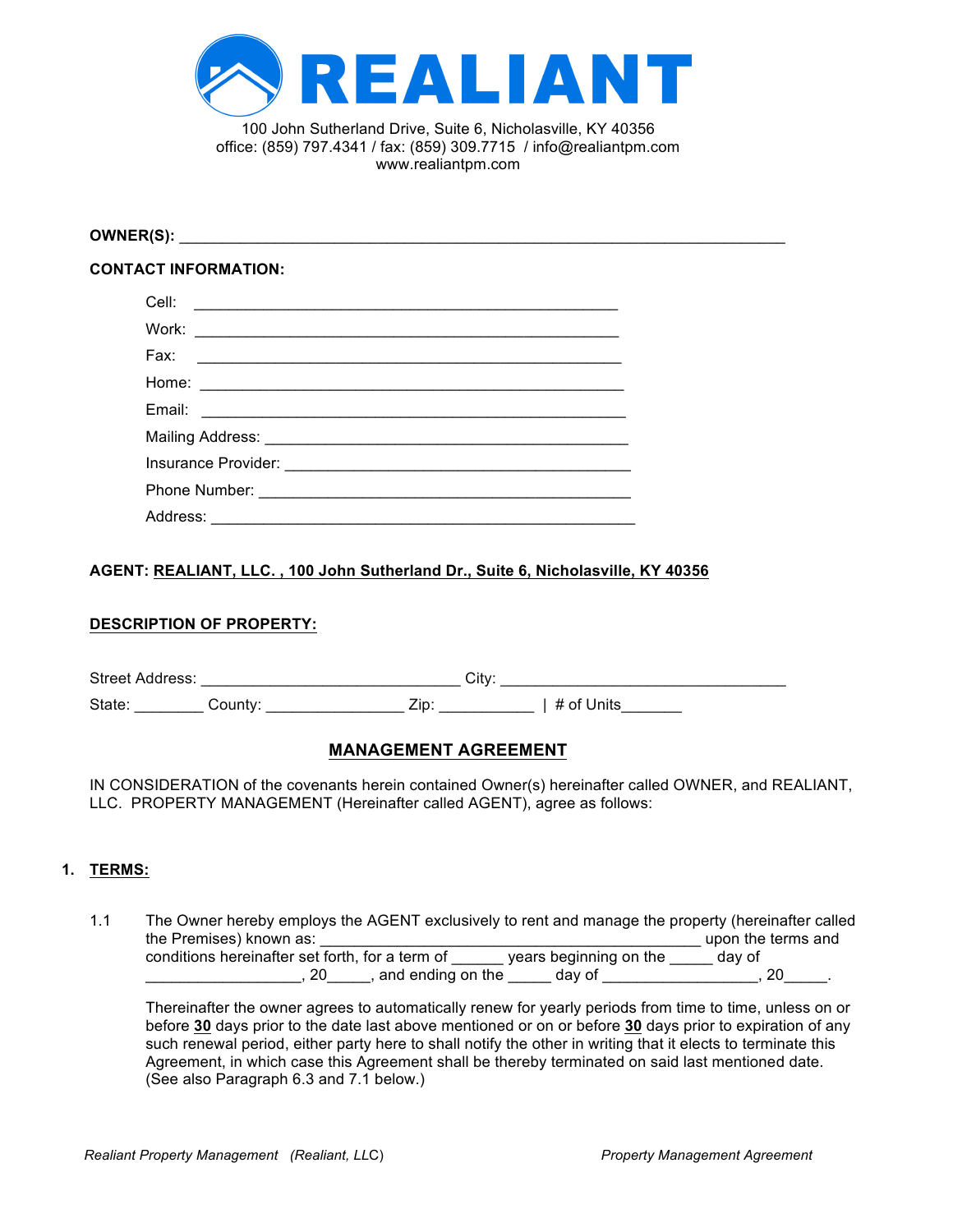# REALIANT

100 John Sutherland Drive, Suite 6, Nicholasville, KY 40356
office: (859) 797.4341 / fax: (859) 309.7715 / info@realiantpm.com
www.realiantpm.com

**OWNER(S):** ___________________________________________________________________________

**CONTACT INFORMATION:**

Cell: _____________________________________________________

Work: _____________________________________________________

Fax: _____________________________________________________

Home: _____________________________________________________

Email: _____________________________________________________

Mailing Address: ____________________________________________

Insurance Provider: __________________________________________

Phone Number: _____________________________________________

Address: ___________________________________________________

**AGENT: REALIANT, LLC. , 100 John Sutherland Dr., Suite 6, Nicholasville, KY 40356**

**DESCRIPTION OF PROPERTY:**

Street Address: ______________________________ City: _________________________________

State: ________ County: ________________ Zip: ___________ | # of Units_______

## MANAGEMENT AGREEMENT

IN CONSIDERATION of the covenants herein contained Owner(s) hereinafter called OWNER, and REALIANT, LLC. PROPERTY MANAGEMENT (Hereinafter called AGENT), agree as follows:

### 1. TERMS:

1.1 The Owner hereby employs the AGENT exclusively to rent and manage the property (hereinafter called the Premises) known as: ______________________________________________ upon the terms and conditions hereinafter set forth, for a term of ______ years beginning on the _____ day of __________________, 20_____, and ending on the _____ day of __________________, 20_____.

Thereinafter the owner agrees to automatically renew for yearly periods from time to time, unless on or before **30** days prior to the date last above mentioned or on or before **30** days prior to expiration of any such renewal period, either party here to shall notify the other in writing that it elects to terminate this Agreement, in which case this Agreement shall be thereby terminated on said last mentioned date. (See also Paragraph 6.3 and 7.1 below.)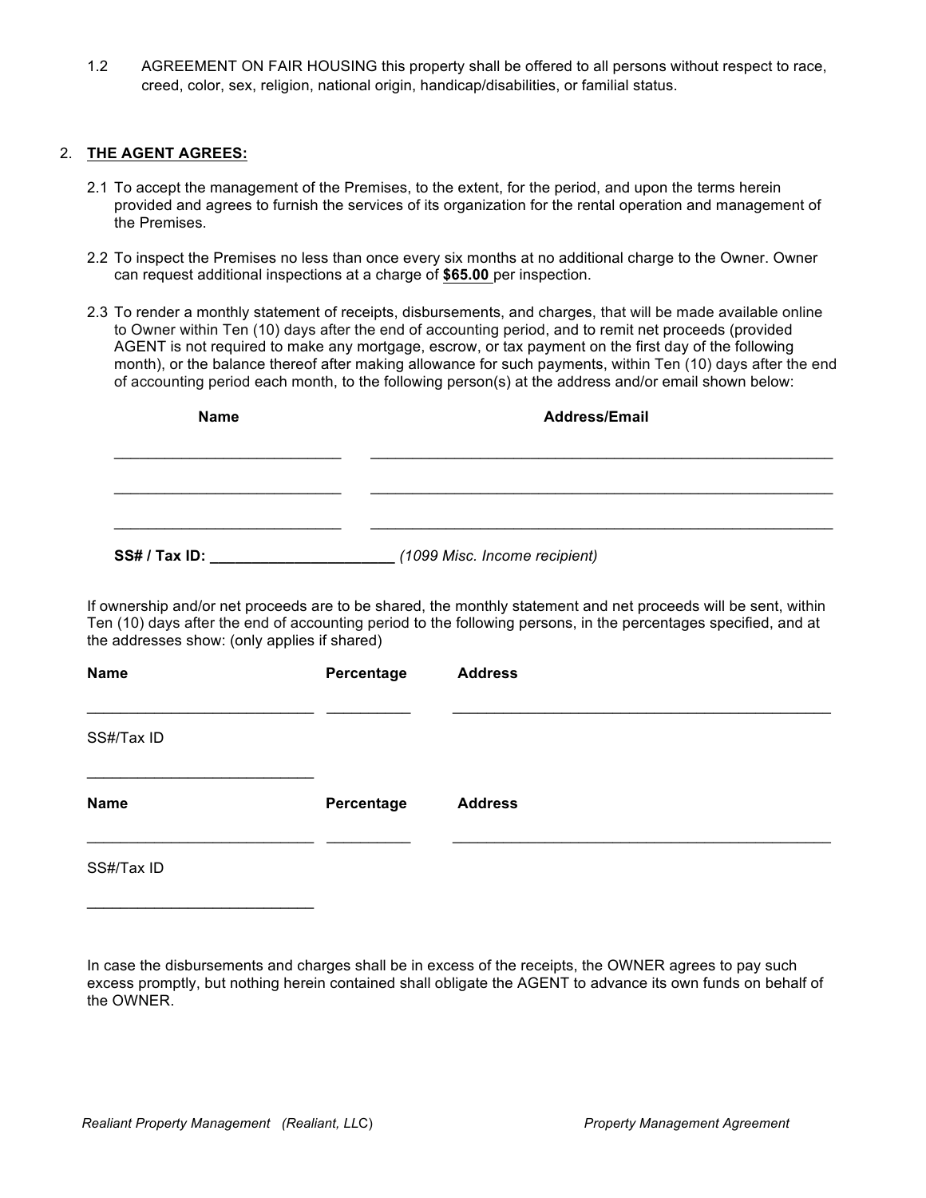1.2 AGREEMENT ON FAIR HOUSING this property shall be offered to all persons without respect to race, creed, color, sex, religion, national origin, handicap/disabilities, or familial status.

2. **THE AGENT AGREES:**

2.1 To accept the management of the Premises, to the extent, for the period, and upon the terms herein provided and agrees to furnish the services of its organization for the rental operation and management of the Premises.

2.2 To inspect the Premises no less than once every six months at no additional charge to the Owner. Owner can request additional inspections at a charge of **$65.00** per inspection.

2.3 To render a monthly statement of receipts, disbursements, and charges, that will be made available online to Owner within Ten (10) days after the end of accounting period, and to remit net proceeds (provided AGENT is not required to make any mortgage, escrow, or tax payment on the first day of the following month), or the balance thereof after making allowance for such payments, within Ten (10) days after the end of accounting period each month, to the following person(s) at the address and/or email shown below:

| Name | Address/Email |
|---|---|
| ___________________________ | _______________________________________________________ |
| ___________________________ | _______________________________________________________ |
| ___________________________ | _______________________________________________________ |

**SS# / Tax ID: ______________________** *(1099 Misc. Income recipient)*

If ownership and/or net proceeds are to be shared, the monthly statement and net proceeds will be sent, within Ten (10) days after the end of accounting period to the following persons, in the percentages specified, and at the addresses show: (only applies if shared)

| Name | Percentage | Address |
|---|---|---|
| ___________________________ | __________ | _____________________________________________ |

SS#/Tax ID

___________________________

| Name | Percentage | Address |
|---|---|---|
| ___________________________ | __________ | _____________________________________________ |

SS#/Tax ID

___________________________

In case the disbursements and charges shall be in excess of the receipts, the OWNER agrees to pay such excess promptly, but nothing herein contained shall obligate the AGENT to advance its own funds on behalf of the OWNER.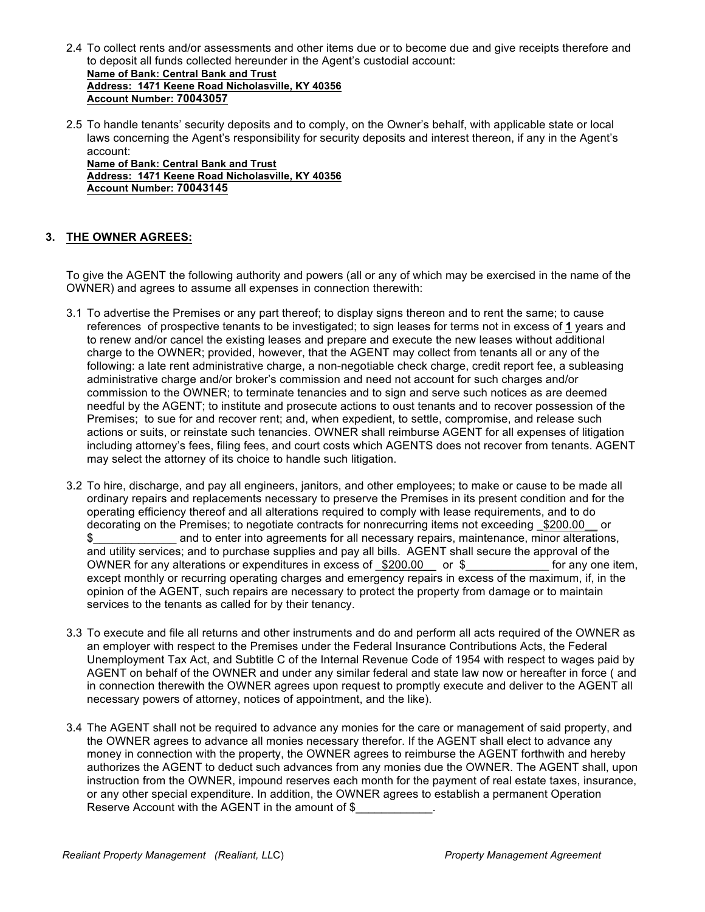2.4 To collect rents and/or assessments and other items due or to become due and give receipts therefore and to deposit all funds collected hereunder in the Agent's custodial account:
**Name of Bank: Central Bank and Trust**
**Address: 1471 Keene Road Nicholasville, KY 40356**
**Account Number: 70043057**

2.5 To handle tenants' security deposits and to comply, on the Owner's behalf, with applicable state or local laws concerning the Agent's responsibility for security deposits and interest thereon, if any in the Agent's account:
**Name of Bank: Central Bank and Trust**
**Address: 1471 Keene Road Nicholasville, KY 40356**
**Account Number: 70043145**

## 3. THE OWNER AGREES:

To give the AGENT the following authority and powers (all or any of which may be exercised in the name of the OWNER) and agrees to assume all expenses in connection therewith:

3.1 To advertise the Premises or any part thereof; to display signs thereon and to rent the same; to cause references of prospective tenants to be investigated; to sign leases for terms not in excess of **1** years and to renew and/or cancel the existing leases and prepare and execute the new leases without additional charge to the OWNER; provided, however, that the AGENT may collect from tenants all or any of the following: a late rent administrative charge, a non-negotiable check charge, credit report fee, a subleasing administrative charge and/or broker's commission and need not account for such charges and/or commission to the OWNER; to terminate tenancies and to sign and serve such notices as are deemed needful by the AGENT; to institute and prosecute actions to oust tenants and to recover possession of the Premises; to sue for and recover rent; and, when expedient, to settle, compromise, and release such actions or suits, or reinstate such tenancies. OWNER shall reimburse AGENT for all expenses of litigation including attorney's fees, filing fees, and court costs which AGENTS does not recover from tenants. AGENT may select the attorney of its choice to handle such litigation.

3.2 To hire, discharge, and pay all engineers, janitors, and other employees; to make or cause to be made all ordinary repairs and replacements necessary to preserve the Premises in its present condition and for the operating efficiency thereof and all alterations required to comply with lease requirements, and to do decorating on the Premises; to negotiate contracts for nonrecurring items not exceeding _$200.00__ or $_____________ and to enter into agreements for all necessary repairs, maintenance, minor alterations, and utility services; and to purchase supplies and pay all bills. AGENT shall secure the approval of the OWNER for any alterations or expenditures in excess of _$200.00__ or $_____________ for any one item, except monthly or recurring operating charges and emergency repairs in excess of the maximum, if, in the opinion of the AGENT, such repairs are necessary to protect the property from damage or to maintain services to the tenants as called for by their tenancy.

3.3 To execute and file all returns and other instruments and do and perform all acts required of the OWNER as an employer with respect to the Premises under the Federal Insurance Contributions Acts, the Federal Unemployment Tax Act, and Subtitle C of the Internal Revenue Code of 1954 with respect to wages paid by AGENT on behalf of the OWNER and under any similar federal and state law now or hereafter in force ( and in connection therewith the OWNER agrees upon request to promptly execute and deliver to the AGENT all necessary powers of attorney, notices of appointment, and the like).

3.4 The AGENT shall not be required to advance any monies for the care or management of said property, and the OWNER agrees to advance all monies necessary therefor. If the AGENT shall elect to advance any money in connection with the property, the OWNER agrees to reimburse the AGENT forthwith and hereby authorizes the AGENT to deduct such advances from any monies due the OWNER. The AGENT shall, upon instruction from the OWNER, impound reserves each month for the payment of real estate taxes, insurance, or any other special expenditure. In addition, the OWNER agrees to establish a permanent Operation Reserve Account with the AGENT in the amount of $____________.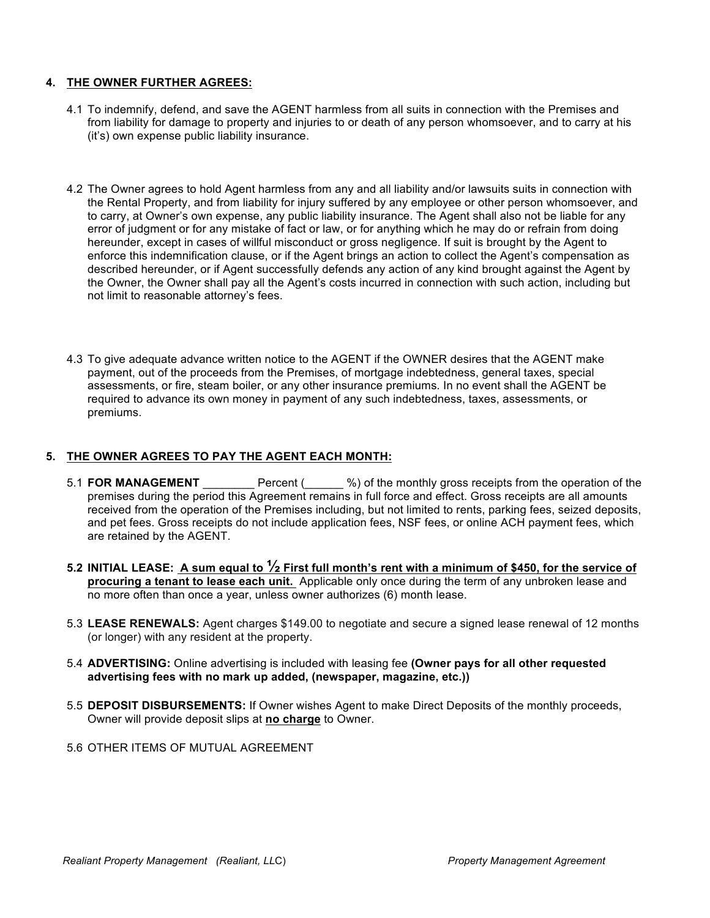## 4. THE OWNER FURTHER AGREES:

4.1 To indemnify, defend, and save the AGENT harmless from all suits in connection with the Premises and from liability for damage to property and injuries to or death of any person whomsoever, and to carry at his (it's) own expense public liability insurance.

4.2 The Owner agrees to hold Agent harmless from any and all liability and/or lawsuits suits in connection with the Rental Property, and from liability for injury suffered by any employee or other person whomsoever, and to carry, at Owner's own expense, any public liability insurance. The Agent shall also not be liable for any error of judgment or for any mistake of fact or law, or for anything which he may do or refrain from doing hereunder, except in cases of willful misconduct or gross negligence. If suit is brought by the Agent to enforce this indemnification clause, or if the Agent brings an action to collect the Agent's compensation as described hereunder, or if Agent successfully defends any action of any kind brought against the Agent by the Owner, the Owner shall pay all the Agent's costs incurred in connection with such action, including but not limit to reasonable attorney's fees.

4.3 To give adequate advance written notice to the AGENT if the OWNER desires that the AGENT make payment, out of the proceeds from the Premises, of mortgage indebtedness, general taxes, special assessments, or fire, steam boiler, or any other insurance premiums. In no event shall the AGENT be required to advance its own money in payment of any such indebtedness, taxes, assessments, or premiums.

## 5. THE OWNER AGREES TO PAY THE AGENT EACH MONTH:

5.1 **FOR MANAGEMENT** ________ Percent (______ %) of the monthly gross receipts from the operation of the premises during the period this Agreement remains in full force and effect. Gross receipts are all amounts received from the operation of the Premises including, but not limited to rents, parking fees, seized deposits, and pet fees. Gross receipts do not include application fees, NSF fees, or online ACH payment fees, which are retained by the AGENT.

**5.2 INITIAL LEASE: A sum equal to ½ First full month's rent with a minimum of $450, for the service of procuring a tenant to lease each unit.** Applicable only once during the term of any unbroken lease and no more often than once a year, unless owner authorizes (6) month lease.

5.3 **LEASE RENEWALS:** Agent charges $149.00 to negotiate and secure a signed lease renewal of 12 months (or longer) with any resident at the property.

5.4 **ADVERTISING:** Online advertising is included with leasing fee **(Owner pays for all other requested advertising fees with no mark up added, (newspaper, magazine, etc.))**

5.5 **DEPOSIT DISBURSEMENTS:** If Owner wishes Agent to make Direct Deposits of the monthly proceeds, Owner will provide deposit slips at **no charge** to Owner.

5.6 OTHER ITEMS OF MUTUAL AGREEMENT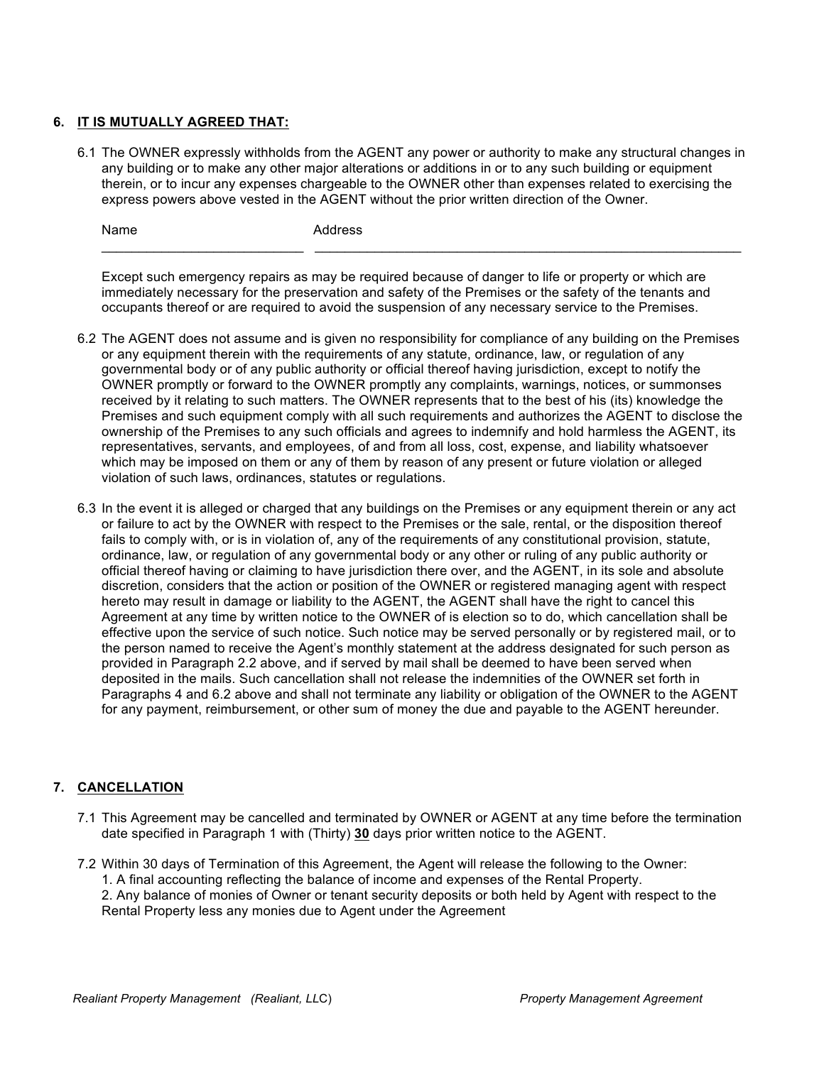## 6. IT IS MUTUALLY AGREED THAT:

6.1 The OWNER expressly withholds from the AGENT any power or authority to make any structural changes in any building or to make any other major alterations or additions in or to any such building or equipment therein, or to incur any expenses chargeable to the OWNER other than expenses related to exercising the express powers above vested in the AGENT without the prior written direction of the Owner.

| Name | Address |
|---|---|
| ___________________________ | ___________________________________________________________ |

Except such emergency repairs as may be required because of danger to life or property or which are immediately necessary for the preservation and safety of the Premises or the safety of the tenants and occupants thereof or are required to avoid the suspension of any necessary service to the Premises.

6.2 The AGENT does not assume and is given no responsibility for compliance of any building on the Premises or any equipment therein with the requirements of any statute, ordinance, law, or regulation of any governmental body or of any public authority or official thereof having jurisdiction, except to notify the OWNER promptly or forward to the OWNER promptly any complaints, warnings, notices, or summonses received by it relating to such matters. The OWNER represents that to the best of his (its) knowledge the Premises and such equipment comply with all such requirements and authorizes the AGENT to disclose the ownership of the Premises to any such officials and agrees to indemnify and hold harmless the AGENT, its representatives, servants, and employees, of and from all loss, cost, expense, and liability whatsoever which may be imposed on them or any of them by reason of any present or future violation or alleged violation of such laws, ordinances, statutes or regulations.

6.3 In the event it is alleged or charged that any buildings on the Premises or any equipment therein or any act or failure to act by the OWNER with respect to the Premises or the sale, rental, or the disposition thereof fails to comply with, or is in violation of, any of the requirements of any constitutional provision, statute, ordinance, law, or regulation of any governmental body or any other or ruling of any public authority or official thereof having or claiming to have jurisdiction there over, and the AGENT, in its sole and absolute discretion, considers that the action or position of the OWNER or registered managing agent with respect hereto may result in damage or liability to the AGENT, the AGENT shall have the right to cancel this Agreement at any time by written notice to the OWNER of is election so to do, which cancellation shall be effective upon the service of such notice. Such notice may be served personally or by registered mail, or to the person named to receive the Agent's monthly statement at the address designated for such person as provided in Paragraph 2.2 above, and if served by mail shall be deemed to have been served when deposited in the mails. Such cancellation shall not release the indemnities of the OWNER set forth in Paragraphs 4 and 6.2 above and shall not terminate any liability or obligation of the OWNER to the AGENT for any payment, reimbursement, or other sum of money the due and payable to the AGENT hereunder.

## 7. CANCELLATION

7.1 This Agreement may be cancelled and terminated by OWNER or AGENT at any time before the termination date specified in Paragraph 1 with (Thirty) **30** days prior written notice to the AGENT.

7.2 Within 30 days of Termination of this Agreement, the Agent will release the following to the Owner:
1. A final accounting reflecting the balance of income and expenses of the Rental Property.
2. Any balance of monies of Owner or tenant security deposits or both held by Agent with respect to the Rental Property less any monies due to Agent under the Agreement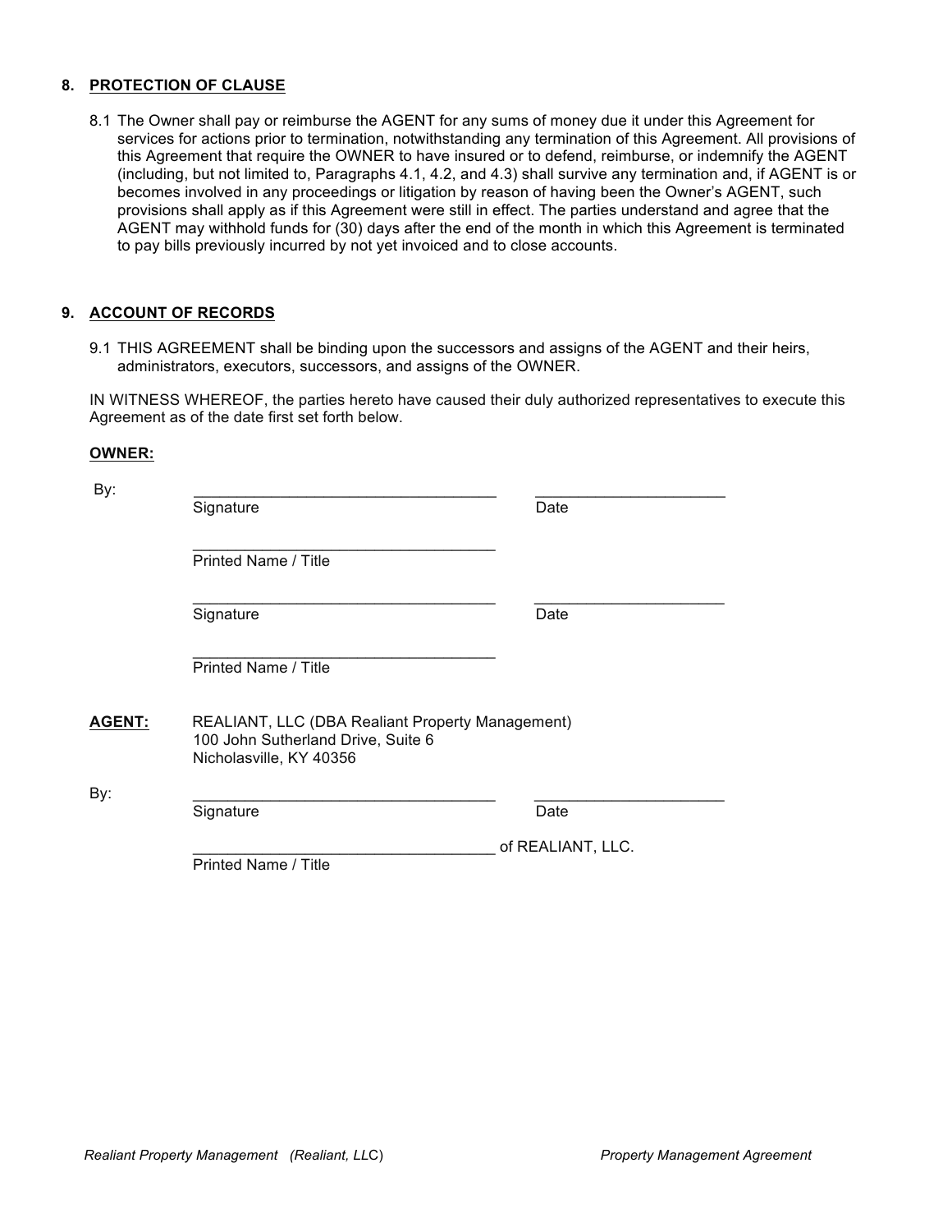## 8. PROTECTION OF CLAUSE

8.1 The Owner shall pay or reimburse the AGENT for any sums of money due it under this Agreement for services for actions prior to termination, notwithstanding any termination of this Agreement. All provisions of this Agreement that require the OWNER to have insured or to defend, reimburse, or indemnify the AGENT (including, but not limited to, Paragraphs 4.1, 4.2, and 4.3) shall survive any termination and, if AGENT is or becomes involved in any proceedings or litigation by reason of having been the Owner's AGENT, such provisions shall apply as if this Agreement were still in effect. The parties understand and agree that the AGENT may withhold funds for (30) days after the end of the month in which this Agreement is terminated to pay bills previously incurred by not yet invoiced and to close accounts.

## 9. ACCOUNT OF RECORDS

9.1 THIS AGREEMENT shall be binding upon the successors and assigns of the AGENT and their heirs, administrators, executors, successors, and assigns of the OWNER.

IN WITNESS WHEREOF, the parties hereto have caused their duly authorized representatives to execute this Agreement as of the date first set forth below.

**OWNER:**

By: ____________________________________ ______________________
Signature Date

____________________________________
Printed Name / Title

____________________________________ ______________________
Signature Date

____________________________________
Printed Name / Title

**AGENT:** REALIANT, LLC (DBA Realiant Property Management)
100 John Sutherland Drive, Suite 6
Nicholasville, KY 40356

By: ____________________________________ ______________________
Signature Date

____________________________________ of REALIANT, LLC.
Printed Name / Title